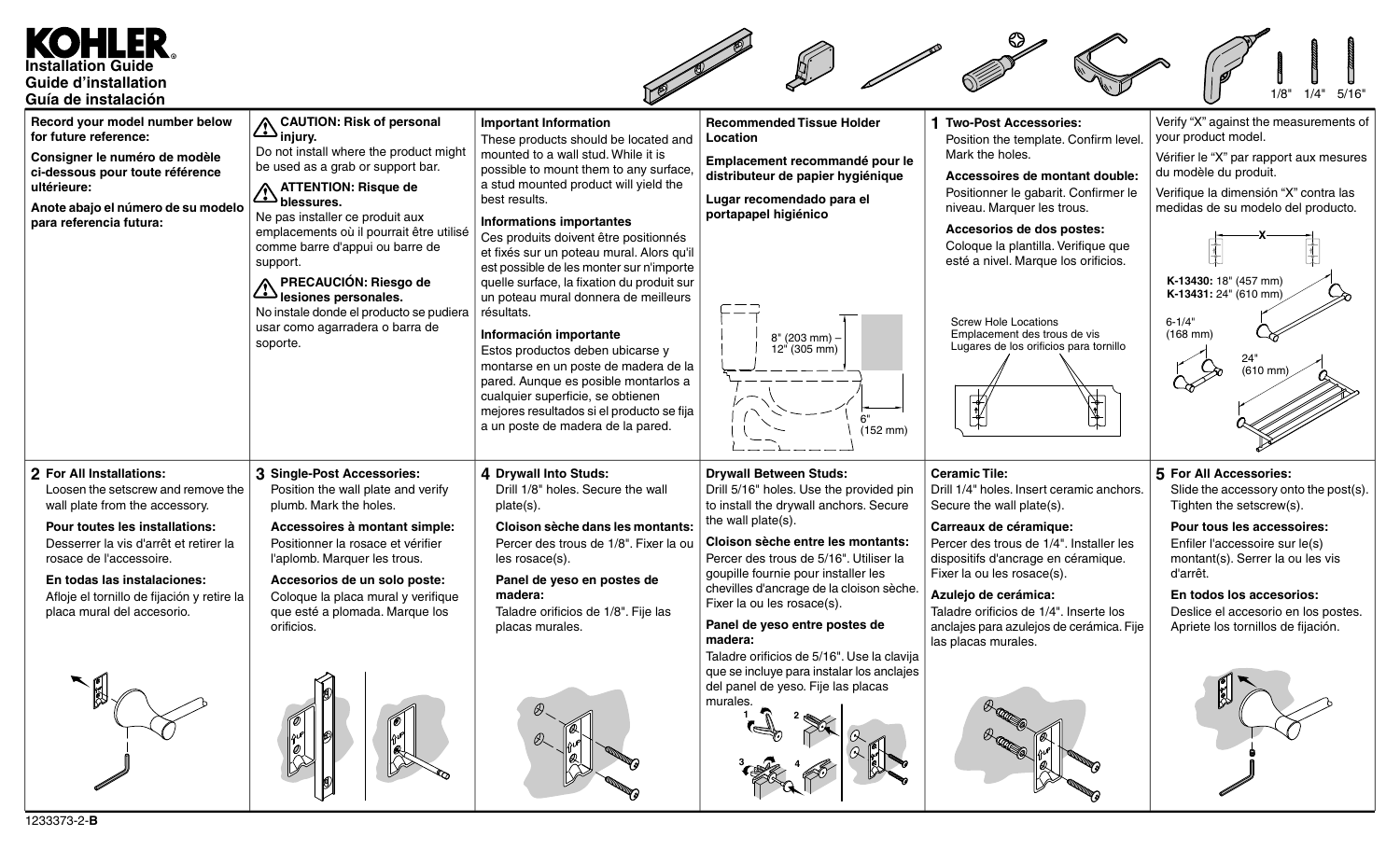# KOHLER

**Installation Guide**
**Guide d'installation**
**Guía de instalación**

1/8" 1/4" 5/16"

**Record your model number below for future reference:**

**Consigner le numéro de modèle ci-dessous pour toute référence ultérieure:**

**Anote abajo el número de su modelo para referencia futura:**

**CAUTION: Risk of personal injury.**
Do not install where the product might be used as a grab or support bar.

**ATTENTION: Risque de blessures.**
Ne pas installer ce produit aux emplacements où il pourrait être utilisé comme barre d'appui ou barre de support.

**PRECAUCIÓN: Riesgo de lesiones personales.**
No instale donde el producto se pudiera usar como agarradera o barra de soporte.

**Important Information**
These products should be located and mounted to a wall stud. While it is possible to mount them to any surface, a stud mounted product will yield the best results.

**Informations importantes**
Ces produits doivent être positionnés et fixés sur un poteau mural. Alors qu'il est possible de les monter sur n'importe quelle surface, la fixation du produit sur un poteau mural donnera de meilleurs résultats.

**Información importante**
Estos productos deben ubicarse y montarse en un poste de madera de la pared. Aunque es posible montarlos a cualquier superficie, se obtienen mejores resultados si el producto se fija a un poste de madera de la pared.

**Recommended Tissue Holder Location**

**Emplacement recommandé pour le distributeur de papier hygiénique**

**Lugar recomendado para el portapapel higiénico**

8" (203 mm) – 12" (305 mm)

6" (152 mm)

**1 Two-Post Accessories:**
Position the template. Confirm level. Mark the holes.

**Accessoires de montant double:**
Positionner le gabarit. Confirmer le niveau. Marquer les trous.

**Accesorios de dos postes:**
Coloque la plantilla. Verifique que esté a nivel. Marque los orificios.

Screw Hole Locations
Emplacement des trous de vis
Lugares de los orificios para tornillo

Verify "X" against the measurements of your product model.

Vérifier le "X" par rapport aux mesures du modèle du produit.

Verifique la dimensión "X" contra las medidas de su modelo del producto.

X

**K-13430:** 18" (457 mm)
**K-13431:** 24" (610 mm)

6-1/4" (168 mm)

24" (610 mm)

**2 For All Installations:**
Loosen the setscrew and remove the wall plate from the accessory.

**Pour toutes les installations:**
Desserrer la vis d'arrêt et retirer la rosace de l'accessoire.

**En todas las instalaciones:**
Afloje el tornillo de fijación y retire la placa mural del accesorio.

**3 Single-Post Accessories:**
Position the wall plate and verify plumb. Mark the holes.

**Accessoires à montant simple:**
Positionner la rosace et vérifier l'aplomb. Marquer les trous.

**Accesorios de un solo poste:**
Coloque la placa mural y verifique que esté a plomada. Marque los orificios.

**4 Drywall Into Studs:**
Drill 1/8" holes. Secure the wall plate(s).

**Cloison sèche dans les montants:**
Percer des trous de 1/8". Fixer la ou les rosace(s).

**Panel de yeso en postes de madera:**
Taladre orificios de 1/8". Fije las placas murales.

**Drywall Between Studs:**
Drill 5/16" holes. Use the provided pin to install the drywall anchors. Secure the wall plate(s).

**Cloison sèche entre les montants:**
Percer des trous de 5/16". Utiliser la goupille fournie pour installer les chevilles d'ancrage de la cloison sèche. Fixer la ou les rosace(s).

**Panel de yeso entre postes de madera:**
Taladre orificios de 5/16". Use la clavija que se incluye para instalar los anclajes del panel de yeso. Fije las placas murales.

**Ceramic Tile:**
Drill 1/4" holes. Insert ceramic anchors. Secure the wall plate(s).

**Carreaux de céramique:**
Percer des trous de 1/4". Installer les dispositifs d'ancrage en céramique. Fixer la ou les rosace(s).

**Azulejo de cerámica:**
Taladre orificios de 1/4". Inserte los anclajes para azulejos de cerámica. Fije las placas murales.

**5 For All Accessories:**
Slide the accessory onto the post(s). Tighten the setscrew(s).

**Pour tous les accessoires:**
Enfiler l'accessoire sur le(s) montant(s). Serrer la ou les vis d'arrêt.

**En todos los accesorios:**
Deslice el accesorio en los postes. Apriete los tornillos de fijación.

1233373-2-**B**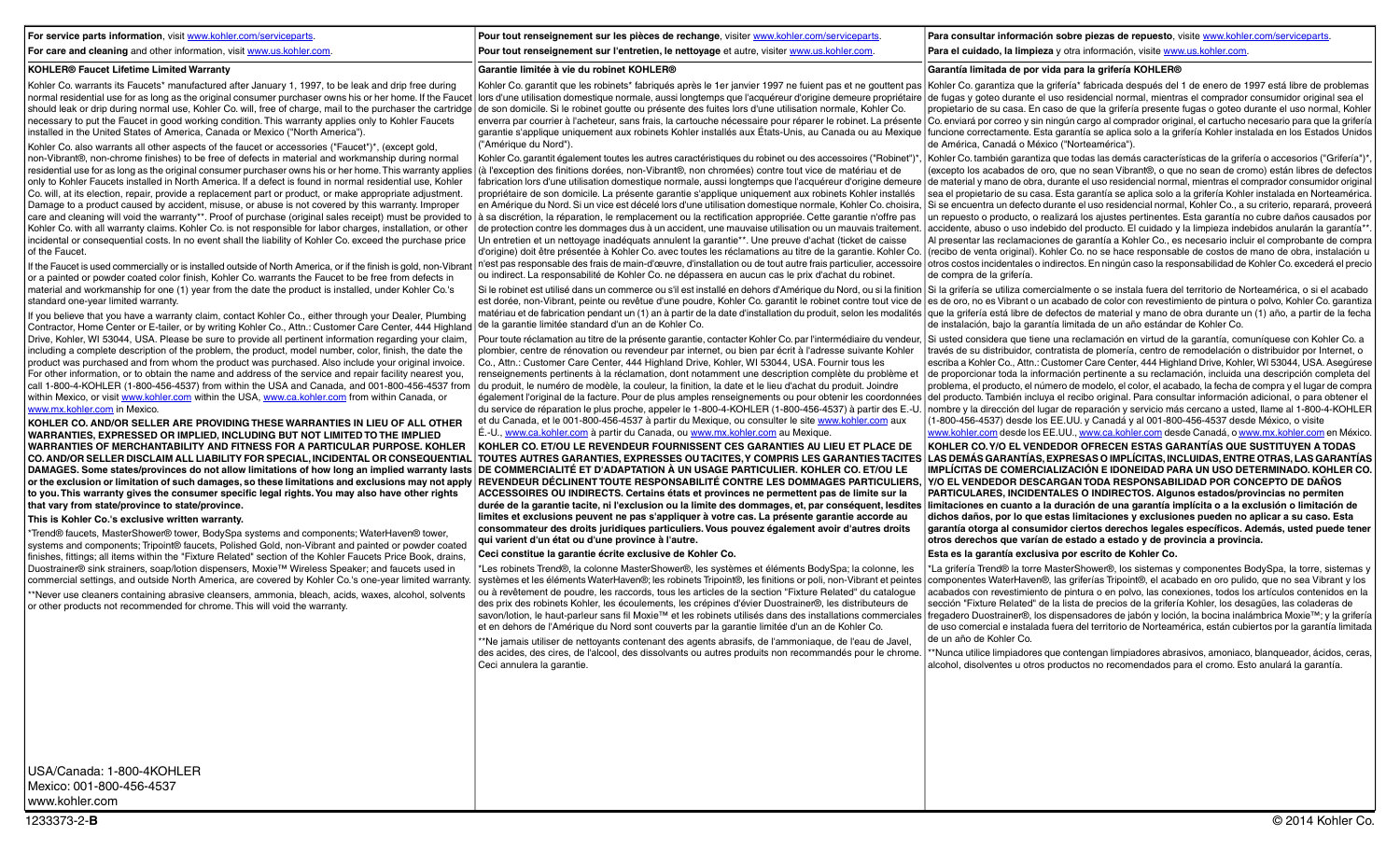**For service parts information**, visit www.kohler.com/serviceparts.

**For care and cleaning** and other information, visit www.us.kohler.com.

**KOHLER® Faucet Lifetime Limited Warranty**

Kohler Co. warrants its Faucets* manufactured after January 1, 1997, to be leak and drip free during normal residential use for as long as the original consumer purchaser owns his or her home. If the Faucet should leak or drip during normal use, Kohler Co. will, free of charge, mail to the purchaser the cartridge necessary to put the Faucet in good working condition. This warranty applies only to Kohler Faucets installed in the United States of America, Canada or Mexico ("North America").

Kohler Co. also warrants all other aspects of the faucet or accessories ("Faucet")*, (except gold, non-Vibrant®, non-chrome finishes) to be free of defects in material and workmanship during normal residential use for as long as the original consumer purchaser owns his or her home. This warranty applies only to Kohler Faucets installed in North America. If a defect is found in normal residential use, Kohler Co. will, at its election, repair, provide a replacement part or product, or make appropriate adjustment. Damage to a product caused by accident, misuse, or abuse is not covered by this warranty. Improper care and cleaning will void the warranty**. Proof of purchase (original sales receipt) must be provided to Kohler Co. with all warranty claims. Kohler Co. is not responsible for labor charges, installation, or other incidental or consequential costs. In no event shall the liability of Kohler Co. exceed the purchase price of the Faucet.

If the Faucet is used commercially or is installed outside of North America, or if the finish is gold, non-Vibrant or a painted or powder coated color finish, Kohler Co. warrants the Faucet to be free from defects in material and workmanship for one (1) year from the date the product is installed, under Kohler Co.'s standard one-year limited warranty.

If you believe that you have a warranty claim, contact Kohler Co., either through your Dealer, Plumbing Contractor, Home Center or E-tailer, or by writing Kohler Co., Attn.: Customer Care Center, 444 Highland Drive, Kohler, WI 53044, USA. Please be sure to provide all pertinent information regarding your claim, including a complete description of the problem, the product, model number, color, finish, the date the product was purchased and from whom the product was purchased. Also include your original invoice. For other information, or to obtain the name and address of the service and repair facility nearest you, call 1-800-4-KOHLER (1-800-456-4537) from within the USA and Canada, and 001-800-456-4537 from within Mexico, or visit www.kohler.com within the USA, www.ca.kohler.com from within Canada, or www.mx.kohler.com in Mexico.

**KOHLER CO. AND/OR SELLER ARE PROVIDING THESE WARRANTIES IN LIEU OF ALL OTHER WARRANTIES, EXPRESSED OR IMPLIED, INCLUDING BUT NOT LIMITED TO THE IMPLIED WARRANTIES OF MERCHANTABILITY AND FITNESS FOR A PARTICULAR PURPOSE. KOHLER CO. AND/OR SELLER DISCLAIM ALL LIABILITY FOR SPECIAL, INCIDENTAL OR CONSEQUENTIAL DAMAGES. Some states/provinces do not allow limitations of how long an implied warranty lasts or the exclusion or limitation of such damages, so these limitations and exclusions may not apply to you. This warranty gives the consumer specific legal rights. You may also have other rights that vary from state/province to state/province.**

**This is Kohler Co.'s exclusive written warranty.**

*Trend® faucets, MasterShower® tower, BodySpa systems and components; WaterHaven® tower, systems and components; Tripoint® faucets, Polished Gold, non-Vibrant and painted or powder coated finishes, fittings; all items within the "Fixture Related" section of the Kohler Faucets Price Book, drains, Duostrainer® sink strainers, soap/lotion dispensers, Moxie™ Wireless Speaker; and faucets used in commercial settings, and outside North America, are covered by Kohler Co.'s one-year limited warranty.

**Never use cleaners containing abrasive cleansers, ammonia, bleach, acids, waxes, alcohol, solvents or other products not recommended for chrome. This will void the warranty.

USA/Canada: 1-800-4KOHLER
Mexico: 001-800-456-4537
www.kohler.com

**Pour tout renseignement sur les pièces de rechange**, visiter www.kohler.com/serviceparts.

**Pour tout renseignement sur l'entretien, le nettoyage** et autre, visiter www.us.kohler.com.

**Garantie limitée à vie du robinet KOHLER®**

Kohler Co. garantit que les robinets* fabriqués après le 1er janvier 1997 ne fuient pas et ne gouttent pas lors d'une utilisation domestique normale, aussi longtemps que l'acquéreur d'origine demeure propriétaire de son domicile. Si le robinet goutte ou présente des fuites lors d'une utilisation normale, Kohler Co. enverra par courrier à l'acheteur, sans frais, la cartouche nécessaire pour réparer le robinet. La présente garantie s'applique uniquement aux robinets Kohler installés aux États-Unis, au Canada ou au Mexique ("Amérique du Nord").

Kohler Co. garantit également toutes les autres caractéristiques du robinet ou des accessoires ("Robinet")*, (à l'exception des finitions dorées, non-Vibrant®, non chromées) contre tout vice de matériau et de fabrication lors d'une utilisation domestique normale, aussi longtemps que l'acquéreur d'origine demeure propriétaire de son domicile. La présente garantie s'applique uniquement aux robinets Kohler installés en Amérique du Nord. Si un vice est décelé lors d'une utilisation domestique normale, Kohler Co. choisira, à sa discrétion, la réparation, le remplacement ou la rectification appropriée. Cette garantie n'offre pas de protection contre les dommages dus à un accident, une mauvaise utilisation ou un mauvais traitement. Un entretien et un nettoyage inadéquats annulent la garantie**. Une preuve d'achat (ticket de caisse d'origine) doit être présentée à Kohler Co. avec toutes les réclamations au titre de la garantie. Kohler Co. n'est pas responsable des frais de main-d'œuvre, d'installation ou de tout autre frais particulier, accessoire ou indirect. La responsabilité de Kohler Co. ne dépassera en aucun cas le prix d'achat du robinet.

Si le robinet est utilisé dans un commerce ou s'il est installé en dehors d'Amérique du Nord, ou si la finition est dorée, non-Vibrant, peinte ou revêtue d'une poudre, Kohler Co. garantit le robinet contre tout vice de matériau et de fabrication pendant un (1) an à partir de la date d'installation du produit, selon les modalités de la garantie limitée standard d'un an de Kohler Co.

Pour toute réclamation au titre de la présente garantie, contacter Kohler Co. par l'intermédiaire du vendeur, plombier, centre de rénovation ou revendeur par internet, ou bien par écrit à l'adresse suivante Kohler Co., Attn.: Customer Care Center, 444 Highland Drive, Kohler, WI 53044, USA. Fournir tous les renseignements pertinents à la réclamation, dont notamment une description complète du problème et du produit, le numéro de modèle, la couleur, la finition, la date et le lieu d'achat du produit. Joindre également l'original de la facture. Pour de plus amples renseignements ou pour obtenir les coordonnées du service de réparation le plus proche, appeler le 1-800-4-KOHLER (1-800-456-4537) à partir des E.-U. et du Canada, et le 001-800-456-4537 à partir du Mexique, ou consulter le site www.kohler.com aux É.-U., www.ca.kohler.com à partir du Canada, ou www.mx.kohler.com au Mexique.

**KOHLER CO. ET/OU LE REVENDEUR FOURNISSENT CES GARANTIES AU LIEU ET PLACE DE TOUTES AUTRES GARANTIES, EXPRESSES OU TACITES, Y COMPRIS LES GARANTIES TACITES DE COMMERCIALITÉ ET D'ADAPTATION À UN USAGE PARTICULIER. KOHLER CO. ET/OU LE REVENDEUR DÉCLINENT TOUTE RESPONSABILITÉ CONTRE LES DOMMAGES PARTICULIERS, ACCESSOIRES OU INDIRECTS. Certains états et provinces ne permettent pas de limite sur la durée de la garantie tacite, ni l'exclusion ou la limite des dommages, et, par conséquent, lesdites limites et exclusions peuvent ne pas s'appliquer à votre cas. La présente garantie accorde au consommateur des droits juridiques particuliers. Vous pouvez également avoir d'autres droits qui varient d'un état/d'une province à l'autre.**

**Ceci constitue la garantie écrite exclusive de Kohler Co.**

*Les robinets Trend®, la colonne MasterShower®, les systèmes et éléments BodySpa; la colonne, les systèmes et les éléments WaterHaven®; les robinets Tripoint®, les finitions or poli, non-Vibrant et peintes ou à revêtement de poudre, les raccords, tous les articles de la section "Fixture Related" du catalogue des prix des robinets Kohler, les écoulements, les crépines d'évier Duostrainer®, les distributeurs de savon/lotion, le haut-parleur sans fil Moxie™ et les robinets utilisés dans des installations commerciales et en dehors de l'Amérique du Nord sont couverts par la garantie limitée d'un an de Kohler Co.

**Ne jamais utiliser de nettoyants contenant des agents abrasifs, de l'ammoniaque, de l'eau de Javel, des acides, des cires, de l'alcool, des dissolvants ou autres produits non recommandés pour le chrome. Ceci annulera la garantie.

**Para consultar información sobre piezas de repuesto**, visite www.kohler.com/serviceparts.

**Para el cuidado, la limpieza** y otra información, visite www.us.kohler.com.

**Garantía limitada de por vida para la grifería KOHLER®**

Kohler Co. garantiza que la grifería* fabricada después del 1 de enero de 1997 está libre de problemas de fugas y goteo durante el uso residencial normal, mientras el comprador consumidor original sea el propietario de su casa. En caso de que la grifería presente fugas o goteo durante el uso normal, Kohler Co. enviará por correo y sin ningún cargo al comprador original, el cartucho necesario para que la grifería funcione correctamente. Esta garantía se aplica solo a la grifería Kohler instalada en los Estados Unidos de América, Canadá o México ("Norteamérica").

Kohler Co. también garantiza que todas las demás características de la grifería o accesorios ("Grifería")*, (excepto los acabados de oro, que no sean Vibrant®, o que no sean de cromo) están libres de defectos de material y mano de obra, durante el uso residencial normal, mientras el comprador consumidor original sea el propietario de su casa. Esta garantía se aplica solo a la grifería Kohler instalada en Norteamérica. Si se encuentra un defecto durante el uso residencial normal, Kohler Co., a su criterio, reparará, proveerá un repuesto o producto, o realizará los ajustes pertinentes. Esta garantía no cubre daños causados por accidente, abuso o uso indebido del producto. El cuidado y la limpieza indebidos anularán la garantía**. Al presentar las reclamaciones de garantía a Kohler Co., es necesario incluir el comprobante de compra (recibo de venta original). Kohler Co. no se hace responsable de costos de mano de obra, instalación u otros costos incidentales o indirectos. En ningún caso la responsabilidad de Kohler Co. excederá el precio de compra de la grifería.

Si la grifería se utiliza comercialmente o se instala fuera del territorio de Norteamérica, o si el acabado es de oro, no es Vibrant o un acabado de color con revestimiento de pintura o polvo, Kohler Co. garantiza que la grifería está libre de defectos de material y mano de obra durante un (1) año, a partir de la fecha de instalación, bajo la garantía limitada de un año estándar de Kohler Co.

Si usted considera que tiene una reclamación en virtud de la garantía, comuníquese con Kohler Co. a través de su distribuidor, contratista de plomería, centro de remodelación o distribuidor por Internet, o escriba a Kohler Co., Attn.: Customer Care Center, 444 Highland Drive, Kohler, WI 53044, USA. Asegúrese de proporcionar toda la información pertinente a su reclamación, incluida una descripción completa del problema, el producto, el número de modelo, el color, el acabado, la fecha de compra y el lugar de compra del producto. También incluya el recibo original. Para consultar información adicional, o para obtener el nombre y la dirección del lugar de reparación y servicio más cercano a usted, llame al 1-800-4-KOHLER (1-800-456-4537) desde los EE.UU. y Canadá y al 001-800-456-4537 desde México, o visite www.kohler.com desde los EE.UU., www.ca.kohler.com desde Canadá, o www.mx.kohler.com en México.

**KOHLER CO. Y/O EL VENDEDOR OFRECEN ESTAS GARANTÍAS QUE SUSTITUYEN A TODAS LAS DEMÁS GARANTÍAS, EXPRESAS O IMPLÍCITAS, INCLUIDAS, ENTRE OTRAS, LAS GARANTÍAS IMPLÍCITAS DE COMERCIALIZACIÓN E IDONEIDAD PARA UN USO DETERMINADO. KOHLER CO. Y/O EL VENDEDOR DESCARGAN TODA RESPONSABILIDAD POR CONCEPTO DE DAÑOS PARTICULARES, INCIDENTALES O INDIRECTOS. Algunos estados/provincias no permiten limitaciones en cuanto a la duración de una garantía implícita o a la exclusión o limitación de dichos daños, por lo que estas limitaciones y exclusiones pueden no aplicar a su caso. Esta garantía otorga al consumidor ciertos derechos legales específicos. Además, usted puede tener otros derechos que varían de estado a estado y de provincia a provincia.**

**Esta es la garantía exclusiva por escrito de Kohler Co.**

*La grifería Trend® la torre MasterShower®, los sistemas y componentes BodySpa, la torre, sistemas y componentes WaterHaven®, las griferías Tripoint®, el acabado en oro pulido, que no sea Vibrant y los acabados con revestimiento de pintura o en polvo, las conexiones, todos los artículos contenidos en la sección "Fixture Related" de la lista de precios de la grifería Kohler, los desagües, las coladeras de fregadero Duostrainer®, los dispensadores de jabón y loción, la bocina inalámbrica Moxie™; y la grifería de uso comercial e instalada fuera del territorio de Norteamérica, están cubiertos por la garantía limitada de un año de Kohler Co.

**Nunca utilice limpiadores que contengan limpiadores abrasivos, amoniaco, blanqueador, ácidos, ceras, alcohol, disolventes u otros productos no recomendados para el cromo. Esto anulará la garantía.

1233373-2-**B**

© 2014 Kohler Co.